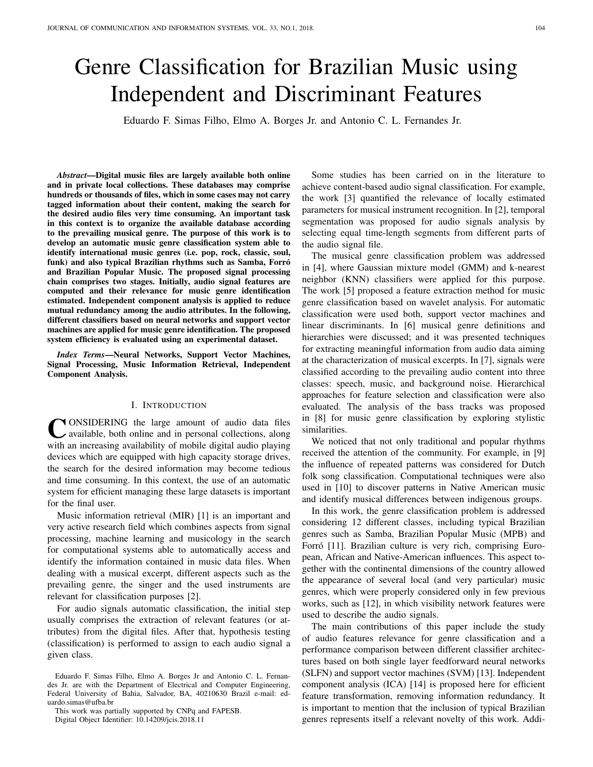# Genre Classification for Brazilian Music using Independent and Discriminant Features

Eduardo F. Simas Filho, Elmo A. Borges Jr. and Antonio C. L. Fernandes Jr.

***Abstract*—Digital music files are largely available both online and in private local collections. These databases may comprise hundreds or thousands of files, which in some cases may not carry tagged information about their content, making the search for the desired audio files very time consuming. An important task in this context is to organize the available database according to the prevailing musical genre. The purpose of this work is to develop an automatic music genre classification system able to identify international music genres (i.e. pop, rock, classic, soul, funk) and also typical Brazilian rhythms such as Samba, Forró and Brazilian Popular Music. The proposed signal processing chain comprises two stages. Initially, audio signal features are computed and their relevance for music genre identification estimated. Independent component analysis is applied to reduce mutual redundancy among the audio attributes. In the following, different classifiers based on neural networks and support vector machines are applied for music genre identification. The proposed system efficiency is evaluated using an experimental dataset.**

***Index Terms*—Neural Networks, Support Vector Machines, Signal Processing, Music Information Retrieval, Independent Component Analysis.**

## I. Introduction

CONSIDERING the large amount of audio data files available, both online and in personal collections, along with an increasing availability of mobile digital audio playing devices which are equipped with high capacity storage drives, the search for the desired information may become tedious and time consuming. In this context, the use of an automatic system for efficient managing these large datasets is important for the final user.

Music information retrieval (MIR) [1] is an important and very active research field which combines aspects from signal processing, machine learning and musicology in the search for computational systems able to automatically access and identify the information contained in music data files. When dealing with a musical excerpt, different aspects such as the prevailing genre, the singer and the used instruments are relevant for classification purposes [2].

For audio signals automatic classification, the initial step usually comprises the extraction of relevant features (or attributes) from the digital files. After that, hypothesis testing (classification) is performed to assign to each audio signal a given class.

Eduardo F. Simas Filho, Elmo A. Borges Jr and Antonio C. L. Fernandes Jr. are with the Department of Electrical and Computer Engineering, Federal University of Bahia, Salvador, BA, 40210630 Brazil e-mail: eduardo.simas@ufba.br

This work was partially supported by CNPq and FAPESB.

Digital Object Identifier: 10.14209/jcis.2018.11

Some studies has been carried on in the literature to achieve content-based audio signal classification. For example, the work [3] quantified the relevance of locally estimated parameters for musical instrument recognition. In [2], temporal segmentation was proposed for audio signals analysis by selecting equal time-length segments from different parts of the audio signal file.

The musical genre classification problem was addressed in [4], where Gaussian mixture model (GMM) and k-nearest neighbor (KNN) classifiers were applied for this purpose. The work [5] proposed a feature extraction method for music genre classification based on wavelet analysis. For automatic classification were used both, support vector machines and linear discriminants. In [6] musical genre definitions and hierarchies were discussed; and it was presented techniques for extracting meaningful information from audio data aiming at the characterization of musical excerpts. In [7], signals were classified according to the prevailing audio content into three classes: speech, music, and background noise. Hierarchical approaches for feature selection and classification were also evaluated. The analysis of the bass tracks was proposed in [8] for music genre classification by exploring stylistic similarities.

We noticed that not only traditional and popular rhythms received the attention of the community. For example, in [9] the influence of repeated patterns was considered for Dutch folk song classification. Computational techniques were also used in [10] to discover patterns in Native American music and identify musical differences between indigenous groups.

In this work, the genre classification problem is addressed considering 12 different classes, including typical Brazilian genres such as Samba, Brazilian Popular Music (MPB) and Forró [11]. Brazilian culture is very rich, comprising European, African and Native-American influences. This aspect together with the continental dimensions of the country allowed the appearance of several local (and very particular) music genres, which were properly considered only in few previous works, such as [12], in which visibility network features were used to describe the audio signals.

The main contributions of this paper include the study of audio features relevance for genre classification and a performance comparison between different classifier architectures based on both single layer feedforward neural networks (SLFN) and support vector machines (SVM) [13]. Independent component analysis (ICA) [14] is proposed here for efficient feature transformation, removing information redundancy. It is important to mention that the inclusion of typical Brazilian genres represents itself a relevant novelty of this work. Addi-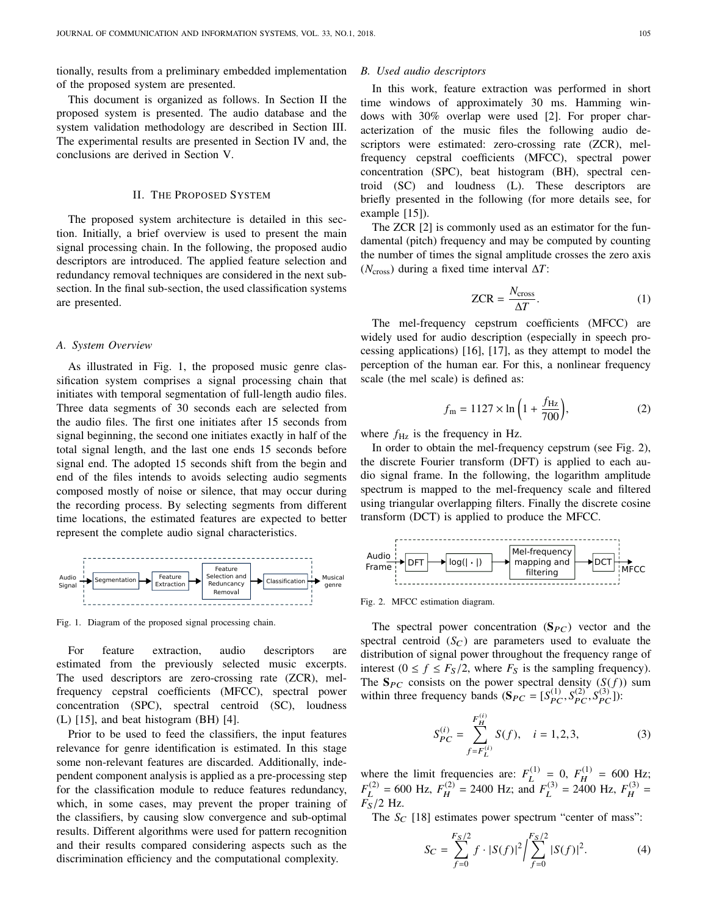tionally, results from a preliminary embedded implementation of the proposed system are presented.

This document is organized as follows. In Section II the proposed system is presented. The audio database and the system validation methodology are described in Section III. The experimental results are presented in Section IV and, the conclusions are derived in Section V.

## II. The Proposed System

The proposed system architecture is detailed in this section. Initially, a brief overview is used to present the main signal processing chain. In the following, the proposed audio descriptors are introduced. The applied feature selection and redundancy removal techniques are considered in the next subsection. In the final sub-section, the used classification systems are presented.

### A. System Overview

As illustrated in Fig. 1, the proposed music genre classification system comprises a signal processing chain that initiates with temporal segmentation of full-length audio files. Three data segments of 30 seconds each are selected from the audio files. The first one initiates after 15 seconds from signal beginning, the second one initiates exactly in half of the total signal length, and the last one ends 15 seconds before signal end. The adopted 15 seconds shift from the begin and end of the files intends to avoids selecting audio segments composed mostly of noise or silence, that may occur during the recording process. By selecting segments from different time locations, the estimated features are expected to better represent the complete audio signal characteristics.

Audio Signal → Segmentation → Feature Extraction → Feature Selection and Reduncancy Removal → Classification → Musical genre

Fig. 1. Diagram of the proposed signal processing chain.

For feature extraction, audio descriptors are estimated from the previously selected music excerpts. The used descriptors are zero-crossing rate (ZCR), mel-frequency cepstral coefficients (MFCC), spectral power concentration (SPC), spectral centroid (SC), loudness (L) [15], and beat histogram (BH) [4].

Prior to be used to feed the classifiers, the input features relevance for genre identification is estimated. In this stage some non-relevant features are discarded. Additionally, independent component analysis is applied as a pre-processing step for the classification module to reduce features redundancy, which, in some cases, may prevent the proper training of the classifiers, by causing slow convergence and sub-optimal results. Different algorithms were used for pattern recognition and their results compared considering aspects such as the discrimination efficiency and the computational complexity.

### B. Used audio descriptors

In this work, feature extraction was performed in short time windows of approximately 30 ms. Hamming windows with 30% overlap were used [2]. For proper characterization of the music files the following audio descriptors were estimated: zero-crossing rate (ZCR), mel-frequency cepstral coefficients (MFCC), spectral power concentration (SPC), beat histogram (BH), spectral centroid (SC) and loudness (L). These descriptors are briefly presented in the following (for more details see, for example [15]).

The ZCR [2] is commonly used as an estimator for the fundamental (pitch) frequency and may be computed by counting the number of times the signal amplitude crosses the zero axis ($N_{\text{cross}}$) during a fixed time interval $\Delta T$:

$$\text{ZCR} = \frac{N_{\text{cross}}}{\Delta T}. \tag{1}$$

The mel-frequency cepstrum coefficients (MFCC) are widely used for audio description (especially in speech processing applications) [16], [17], as they attempt to model the perception of the human ear. For this, a nonlinear frequency scale (the mel scale) is defined as:

$$f_{\text{m}} = 1127 \times \ln\left(1 + \frac{f_{\text{Hz}}}{700}\right), \tag{2}$$

where $f_{\text{Hz}}$ is the frequency in Hz.

In order to obtain the mel-frequency cepstrum (see Fig. 2), the discrete Fourier transform (DFT) is applied to each audio signal frame. In the following, the logarithm amplitude spectrum is mapped to the mel-frequency scale and filtered using triangular overlapping filters. Finally the discrete cosine transform (DCT) is applied to produce the MFCC.

Audio Frame → DFT → log(|·|) → Mel-frequency mapping and filtering → DCT → MFCC

Fig. 2. MFCC estimation diagram.

The spectral power concentration ($\mathbf{S}_{PC}$) vector and the spectral centroid ($S_C$) are parameters used to evaluate the distribution of signal power throughout the frequency range of interest ($0 \leq f \leq F_S/2$, where $F_S$ is the sampling frequency). The $\mathbf{S}_{PC}$ consists on the power spectral density ($S(f)$) sum within three frequency bands ($\mathbf{S}_{PC} = [S_{PC}^{(1)}, S_{PC}^{(2)}, S_{PC}^{(3)}]$):

$$S_{PC}^{(i)} = \sum_{f=F_L^{(i)}}^{F_H^{(i)}} S(f), \quad i = 1, 2, 3, \tag{3}$$

where the limit frequencies are: $F_L^{(1)} = 0$, $F_H^{(1)} = 600$ Hz; $F_L^{(2)} = 600$ Hz, $F_H^{(2)} = 2400$ Hz; and $F_L^{(3)} = 2400$ Hz, $F_H^{(3)} = F_S/2$ Hz.

The $S_C$ [18] estimates power spectrum "center of mass":

$$S_C = \sum_{f=0}^{F_S/2} f \cdot |S(f)|^2 \Bigg/ \sum_{f=0}^{F_S/2} |S(f)|^2. \tag{4}$$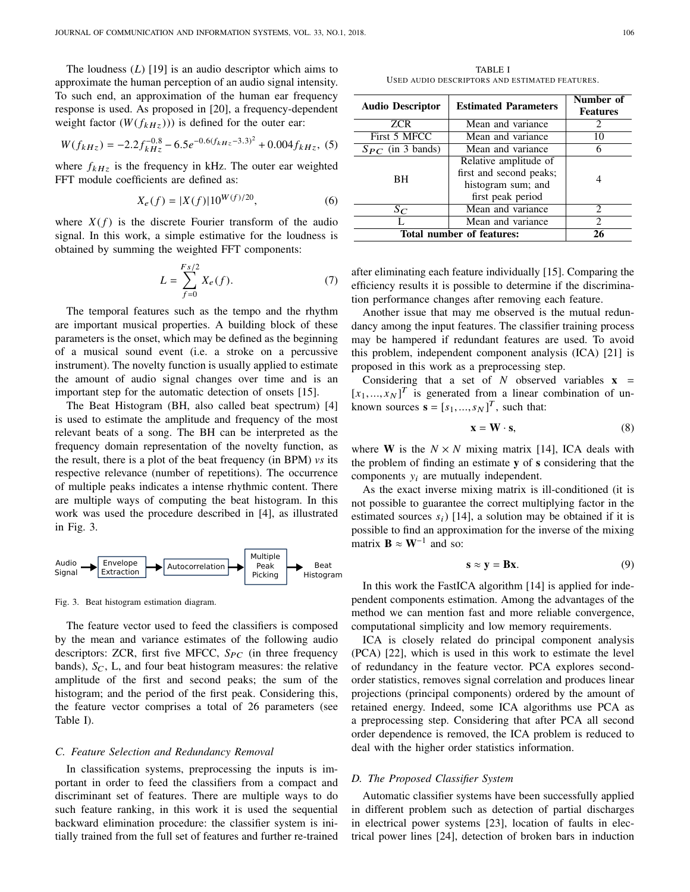The loudness ($L$) [19] is an audio descriptor which aims to approximate the human perception of an audio signal intensity. To such end, an approximation of the human ear frequency response is used. As proposed in [20], a frequency-dependent weight factor ($W(f_{kHz})$)) is defined for the outer ear:

$$W(f_{kHz}) = -2.2 f_{kHz}^{-0.8} - 6.5 e^{-0.6(f_{kHz}-3.3)^2} + 0.004 f_{kHz}, \quad (5)$$

where $f_{kHz}$ is the frequency in kHz. The outer ear weighted FFT module coefficients are defined as:

$$X_e(f) = |X(f)| 10^{W(f)/20}, \quad (6)$$

where $X(f)$ is the discrete Fourier transform of the audio signal. In this work, a simple estimative for the loudness is obtained by summing the weighted FFT components:

$$L = \sum_{f=0}^{Fs/2} X_e(f). \quad (7)$$

The temporal features such as the tempo and the rhythm are important musical properties. A building block of these parameters is the onset, which may be defined as the beginning of a musical sound event (i.e. a stroke on a percussive instrument). The novelty function is usually applied to estimate the amount of audio signal changes over time and is an important step for the automatic detection of onsets [15].

The Beat Histogram (BH, also called beat spectrum) [4] is used to estimate the amplitude and frequency of the most relevant beats of a song. The BH can be interpreted as the frequency domain representation of the novelty function, as the result, there is a plot of the beat frequency (in BPM) *vs* its respective relevance (number of repetitions). The occurrence of multiple peaks indicates a intense rhythmic content. There are multiple ways of computing the beat histogram. In this work was used the procedure described in [4], as illustrated in Fig. 3.

Audio Signal → Envelope Extraction → Autocorrelation → Multiple Peak Picking → Beat Histogram

Fig. 3. Beat histogram estimation diagram.

The feature vector used to feed the classifiers is composed by the mean and variance estimates of the following audio descriptors: ZCR, first five MFCC, $S_{PC}$ (in three frequency bands), $S_C$, L, and four beat histogram measures: the relative amplitude of the first and second peaks; the sum of the histogram; and the period of the first peak. Considering this, the feature vector comprises a total of 26 parameters (see Table I).

TABLE I
USED AUDIO DESCRIPTORS AND ESTIMATED FEATURES.

| Audio Descriptor | Estimated Parameters | Number of Features |
|---|---|---|
| ZCR | Mean and variance | 2 |
| First 5 MFCC | Mean and variance | 10 |
| $S_{PC}$ (in 3 bands) | Mean and variance | 6 |
| BH | Relative amplitude of first and second peaks; histogram sum; and first peak period | 4 |
| $S_C$ | Mean and variance | 2 |
| L | Mean and variance | 2 |
| **Total number of features:** | | **26** |

### C. Feature Selection and Redundancy Removal

In classification systems, preprocessing the inputs is important in order to feed the classifiers from a compact and discriminant set of features. There are multiple ways to do such feature ranking, in this work it is used the sequential backward elimination procedure: the classifier system is initially trained from the full set of features and further re-trained after eliminating each feature individually [15]. Comparing the efficiency results it is possible to determine if the discrimination performance changes after removing each feature.

Another issue that may me observed is the mutual redundancy among the input features. The classifier training process may be hampered if redundant features are used. To avoid this problem, independent component analysis (ICA) [21] is proposed in this work as a preprocessing step.

Considering that a set of $N$ observed variables $\mathbf{x} = [x_1, ..., x_N]^T$ is generated from a linear combination of unknown sources $\mathbf{s} = [s_1, ..., s_N]^T$, such that:

$$\mathbf{x} = \mathbf{W} \cdot \mathbf{s}, \quad (8)$$

where $\mathbf{W}$ is the $N \times N$ mixing matrix [14], ICA deals with the problem of finding an estimate $\mathbf{y}$ of $\mathbf{s}$ considering that the components $y_i$ are mutually independent.

As the exact inverse mixing matrix is ill-conditioned (it is not possible to guarantee the correct multiplying factor in the estimated sources $s_i$) [14], a solution may be obtained if it is possible to find an approximation for the inverse of the mixing matrix $\mathbf{B} \approx \mathbf{W}^{-1}$ and so:

$$\mathbf{s} \approx \mathbf{y} = \mathbf{B}\mathbf{x}. \quad (9)$$

In this work the FastICA algorithm [14] is applied for independent components estimation. Among the advantages of the method we can mention fast and more reliable convergence, computational simplicity and low memory requirements.

ICA is closely related do principal component analysis (PCA) [22], which is used in this work to estimate the level of redundancy in the feature vector. PCA explores second-order statistics, removes signal correlation and produces linear projections (principal components) ordered by the amount of retained energy. Indeed, some ICA algorithms use PCA as a preprocessing step. Considering that after PCA all second order dependence is removed, the ICA problem is reduced to deal with the higher order statistics information.

### D. The Proposed Classifier System

Automatic classifier systems have been successfully applied in different problem such as detection of partial discharges in electrical power systems [23], location of faults in electrical power lines [24], detection of broken bars in induction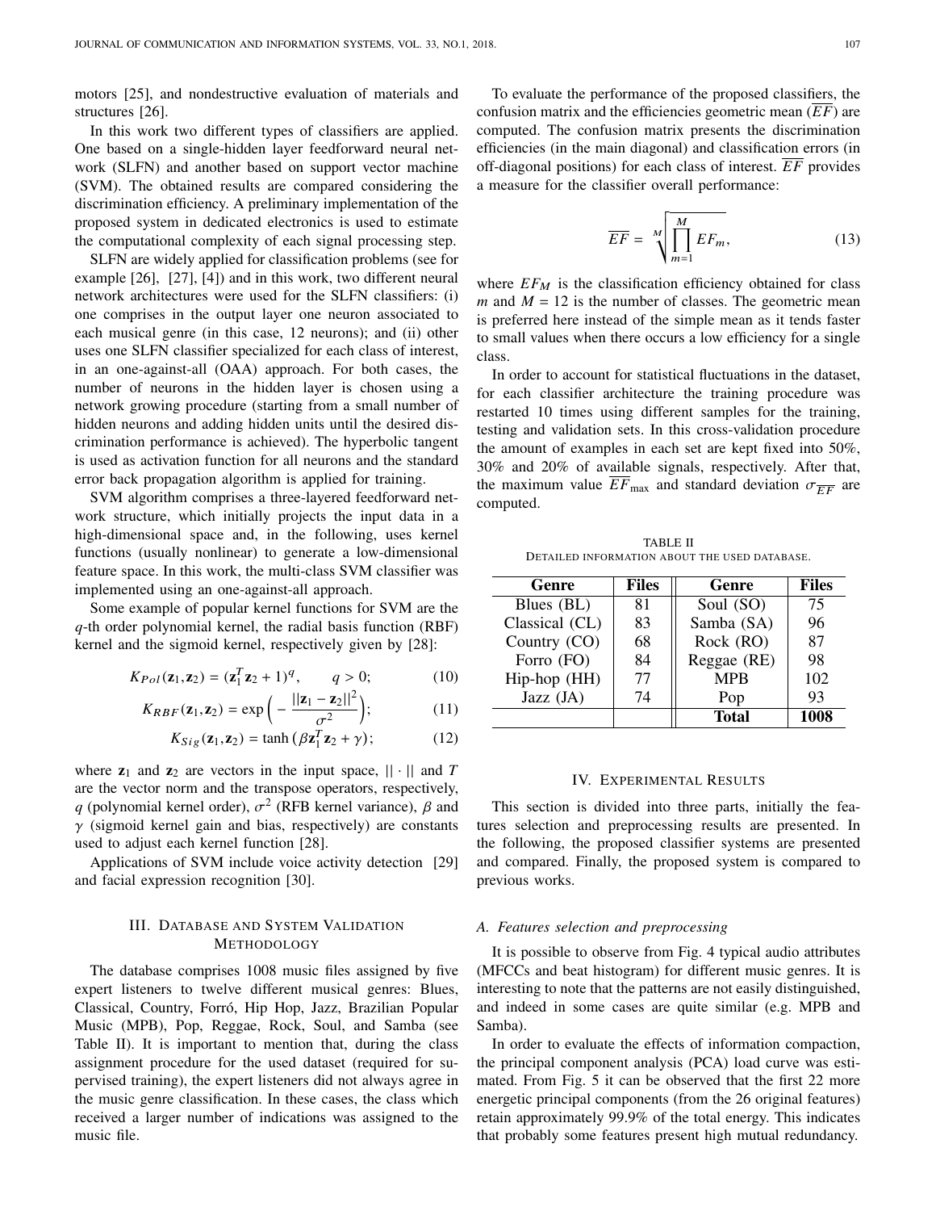motors [25], and nondestructive evaluation of materials and structures [26].

In this work two different types of classifiers are applied. One based on a single-hidden layer feedforward neural network (SLFN) and another based on support vector machine (SVM). The obtained results are compared considering the discrimination efficiency. A preliminary implementation of the proposed system in dedicated electronics is used to estimate the computational complexity of each signal processing step.

SLFN are widely applied for classification problems (see for example [26], [27], [4]) and in this work, two different neural network architectures were used for the SLFN classifiers: (i) one comprises in the output layer one neuron associated to each musical genre (in this case, 12 neurons); and (ii) other uses one SLFN classifier specialized for each class of interest, in an one-against-all (OAA) approach. For both cases, the number of neurons in the hidden layer is chosen using a network growing procedure (starting from a small number of hidden neurons and adding hidden units until the desired discrimination performance is achieved). The hyperbolic tangent is used as activation function for all neurons and the standard error back propagation algorithm is applied for training.

SVM algorithm comprises a three-layered feedforward network structure, which initially projects the input data in a high-dimensional space and, in the following, uses kernel functions (usually nonlinear) to generate a low-dimensional feature space. In this work, the multi-class SVM classifier was implemented using an one-against-all approach.

Some example of popular kernel functions for SVM are the $q$-th order polynomial kernel, the radial basis function (RBF) kernel and the sigmoid kernel, respectively given by [28]:

$$K_{Pol}(\mathbf{z}_1, \mathbf{z}_2) = (\mathbf{z}_1^T \mathbf{z}_2 + 1)^q, \qquad q > 0; \tag{10}$$

$$K_{RBF}(\mathbf{z}_1, \mathbf{z}_2) = \exp\left(-\frac{||\mathbf{z}_1 - \mathbf{z}_2||^2}{\sigma^2}\right); \tag{11}$$

$$K_{Sig}(\mathbf{z}_1, \mathbf{z}_2) = \tanh\left(\beta \mathbf{z}_1^T \mathbf{z}_2 + \gamma\right); \tag{12}$$

where $\mathbf{z}_1$ and $\mathbf{z}_2$ are vectors in the input space, $||\cdot||$ and $T$ are the vector norm and the transpose operators, respectively, $q$ (polynomial kernel order), $\sigma^2$ (RFB kernel variance), $\beta$ and $\gamma$ (sigmoid kernel gain and bias, respectively) are constants used to adjust each kernel function [28].

Applications of SVM include voice activity detection [29] and facial expression recognition [30].

## III. Database and System Validation Methodology

The database comprises 1008 music files assigned by five expert listeners to twelve different musical genres: Blues, Classical, Country, Forró, Hip Hop, Jazz, Brazilian Popular Music (MPB), Pop, Reggae, Rock, Soul, and Samba (see Table II). It is important to mention that, during the class assignment procedure for the used dataset (required for supervised training), the expert listeners did not always agree in the music genre classification. In these cases, the class which received a larger number of indications was assigned to the music file.

To evaluate the performance of the proposed classifiers, the confusion matrix and the efficiencies geometric mean ($\overline{EF}$) are computed. The confusion matrix presents the discrimination efficiencies (in the main diagonal) and classification errors (in off-diagonal positions) for each class of interest. $\overline{EF}$ provides a measure for the classifier overall performance:

$$\overline{EF} = \sqrt[M]{\prod_{m=1}^{M} EF_m}, \tag{13}$$

where $EF_M$ is the classification efficiency obtained for class $m$ and $M = 12$ is the number of classes. The geometric mean is preferred here instead of the simple mean as it tends faster to small values when there occurs a low efficiency for a single class.

In order to account for statistical fluctuations in the dataset, for each classifier architecture the training procedure was restarted 10 times using different samples for the training, testing and validation sets. In this cross-validation procedure the amount of examples in each set are kept fixed into 50%, 30% and 20% of available signals, respectively. After that, the maximum value $\overline{EF}_{\max}$ and standard deviation $\sigma_{\overline{EF}}$ are computed.

TABLE II
Detailed information about the used database.

| Genre | Files | Genre | Files |
|---|---|---|---|
| Blues (BL) | 81 | Soul (SO) | 75 |
| Classical (CL) | 83 | Samba (SA) | 96 |
| Country (CO) | 68 | Rock (RO) | 87 |
| Forro (FO) | 84 | Reggae (RE) | 98 |
| Hip-hop (HH) | 77 | MPB | 102 |
| Jazz (JA) | 74 | Pop | 93 |
| | | **Total** | **1008** |

## IV. Experimental Results

This section is divided into three parts, initially the features selection and preprocessing results are presented. In the following, the proposed classifier systems are presented and compared. Finally, the proposed system is compared to previous works.

### A. Features selection and preprocessing

It is possible to observe from Fig. 4 typical audio attributes (MFCCs and beat histogram) for different music genres. It is interesting to note that the patterns are not easily distinguished, and indeed in some cases are quite similar (e.g. MPB and Samba).

In order to evaluate the effects of information compaction, the principal component analysis (PCA) load curve was estimated. From Fig. 5 it can be observed that the first 22 more energetic principal components (from the 26 original features) retain approximately 99.9% of the total energy. This indicates that probably some features present high mutual redundancy.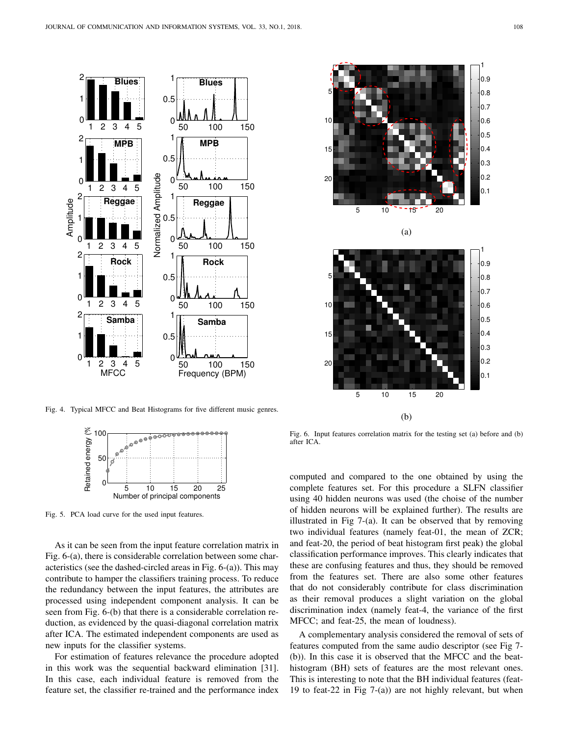Fig. 4. Typical MFCC and Beat Histograms for five different music genres.

Fig. 5. PCA load curve for the used input features.

As it can be seen from the input feature correlation matrix in Fig. 6-(a), there is considerable correlation between some characteristics (see the dashed-circled areas in Fig. 6-(a)). This may contribute to hamper the classifiers training process. To reduce the redundancy between the input features, the attributes are processed using independent component analysis. It can be seen from Fig. 6-(b) that there is a considerable correlation reduction, as evidenced by the quasi-diagonal correlation matrix after ICA. The estimated independent components are used as new inputs for the classifier systems.

For estimation of features relevance the procedure adopted in this work was the sequential backward elimination [31]. In this case, each individual feature is removed from the feature set, the classifier re-trained and the performance index computed and compared to the one obtained by using the complete features set. For this procedure a SLFN classifier using 40 hidden neurons was used (the choice of the number of hidden neurons will be explained further). The results are illustrated in Fig 7-(a). It can be observed that by removing two individual features (namely feat-01, the mean of ZCR; and feat-20, the period of beat histogram first peak) the global classification performance improves. This clearly indicates that these are confusing features and thus, they should be removed from the features set. There are also some other features that do not considerably contribute for class discrimination as their removal produces a slight variation on the global discrimination index (namely feat-4, the variance of the first MFCC; and feat-25, the mean of loudness).

Fig. 6. Input features correlation matrix for the testing set (a) before and (b) after ICA.

A complementary analysis considered the removal of sets of features computed from the same audio descriptor (see Fig 7-(b)). In this case it is observed that the MFCC and the beat-histogram (BH) sets of features are the most relevant ones. This is interesting to note that the BH individual features (feat-19 to feat-22 in Fig 7-(a)) are not highly relevant, but when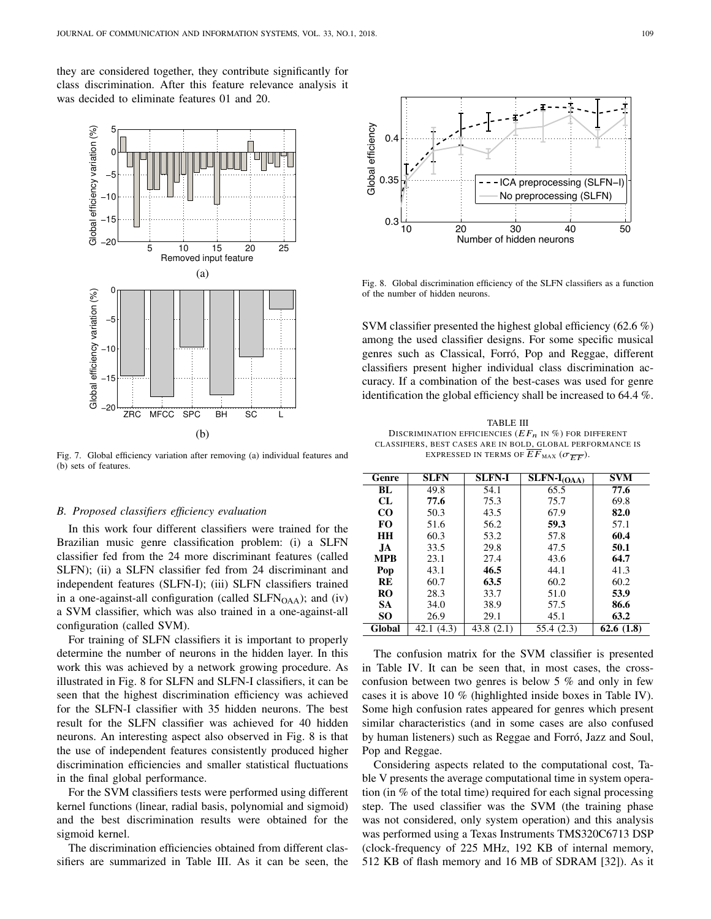they are considered together, they contribute significantly for class discrimination. After this feature relevance analysis it was decided to eliminate features 01 and 20.

Fig. 7. Global efficiency variation after removing (a) individual features and (b) sets of features.

### B. Proposed classifiers efficiency evaluation

In this work four different classifiers were trained for the Brazilian music genre classification problem: (i) a SLFN classifier fed from the 24 more discriminant features (called SLFN); (ii) a SLFN classifier fed from 24 discriminant and independent features (SLFN-I); (iii) SLFN classifiers trained in a one-against-all configuration (called $\text{SLFN}_{\text{OAA}}$); and (iv) a SVM classifier, which was also trained in a one-against-all configuration (called SVM).

For training of SLFN classifiers it is important to properly determine the number of neurons in the hidden layer. In this work this was achieved by a network growing procedure. As illustrated in Fig. 8 for SLFN and SLFN-I classifiers, it can be seen that the highest discrimination efficiency was achieved for the SLFN-I classifier with 35 hidden neurons. The best result for the SLFN classifier was achieved for 40 hidden neurons. An interesting aspect also observed in Fig. 8 is that the use of independent features consistently produced higher discrimination efficiencies and smaller statistical fluctuations in the final global performance.

For the SVM classifiers tests were performed using different kernel functions (linear, radial basis, polynomial and sigmoid) and the best discrimination results were obtained for the sigmoid kernel.

The discrimination efficiencies obtained from different classifiers are summarized in Table III. As it can be seen, the SVM classifier presented the highest global efficiency (62.6 %) among the used classifier designs. For some specific musical genres such as Classical, Forró, Pop and Reggae, different classifiers present higher individual class discrimination accuracy. If a combination of the best-cases was used for genre identification the global efficiency shall be increased to 64.4 %.

Fig. 8. Global discrimination efficiency of the SLFN classifiers as a function of the number of hidden neurons.

TABLE III
DISCRIMINATION EFFICIENCIES ($EF_n$ IN %) FOR DIFFERENT CLASSIFIERS, BEST CASES ARE IN BOLD, GLOBAL PERFORMANCE IS EXPRESSED IN TERMS OF $\overline{EF}_{\text{MAX}}$ ($\sigma_{\overline{EF}}$).

| Genre | SLFN | SLFN-I | $\text{SLFN-I}_{\text{(OAA)}}$ | SVM |
|---|---|---|---|---|
| **BL** | 49.8 | 54.1 | 65.5 | **77.6** |
| **CL** | **77.6** | 75.3 | 75.7 | 69.8 |
| **CO** | 50.3 | 43.5 | 67.9 | **82.0** |
| **FO** | 51.6 | 56.2 | **59.3** | 57.1 |
| **HH** | 60.3 | 53.2 | 57.8 | **60.4** |
| **JA** | 33.5 | 29.8 | 47.5 | **50.1** |
| **MPB** | 23.1 | 27.4 | 43.6 | **64.7** |
| **Pop** | 43.1 | **46.5** | 44.1 | 41.3 |
| **RE** | 60.7 | **63.5** | 60.2 | 60.2 |
| **RO** | 28.3 | 33.7 | 51.0 | **53.9** |
| **SA** | 34.0 | 38.9 | 57.5 | **86.6** |
| **SO** | 26.9 | 29.1 | 45.1 | **63.2** |
| **Global** | 42.1 (4.3) | 43.8 (2.1) | 55.4 (2.3) | **62.6 (1.8)** |

The confusion matrix for the SVM classifier is presented in Table IV. It can be seen that, in most cases, the cross-confusion between two genres is below 5 % and only in few cases it is above 10 % (highlighted inside boxes in Table IV). Some high confusion rates appeared for genres which present similar characteristics (and in some cases are also confused by human listeners) such as Reggae and Forró, Jazz and Soul, Pop and Reggae.

Considering aspects related to the computational cost, Table V presents the average computational time in system operation (in % of the total time) required for each signal processing step. The used classifier was the SVM (the training phase was not considered, only system operation) and this analysis was performed using a Texas Instruments TMS320C6713 DSP (clock-frequency of 225 MHz, 192 KB of internal memory, 512 KB of flash memory and 16 MB of SDRAM [32]). As it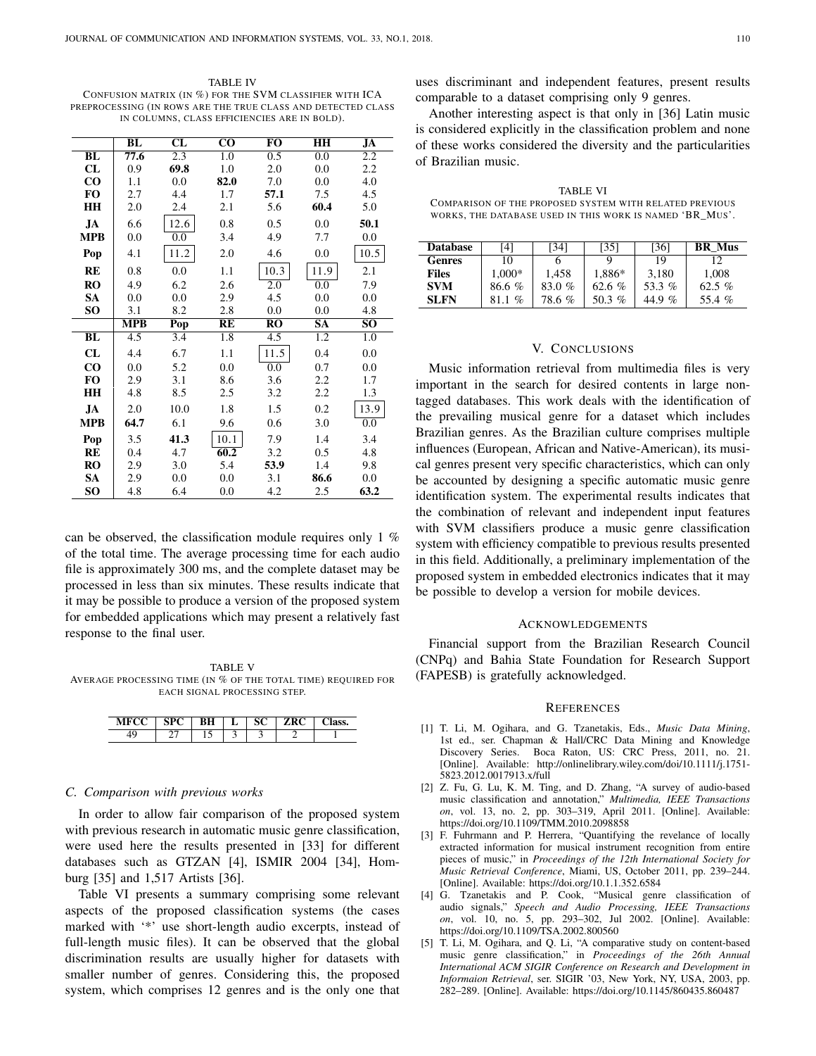TABLE IV
CONFUSION MATRIX (IN %) FOR THE SVM CLASSIFIER WITH ICA PREPROCESSING (IN ROWS ARE THE TRUE CLASS AND DETECTED CLASS IN COLUMNS, CLASS EFFICIENCIES ARE IN BOLD).

| | BL | CL | CO | FO | HH | JA |
|---|---|---|---|---|---|---|
| **BL** | **77.6** | 2.3 | 1.0 | 0.5 | 0.0 | 2.2 |
| **CL** | 0.9 | **69.8** | 1.0 | 2.0 | 0.0 | 2.2 |
| **CO** | 1.1 | 0.0 | **82.0** | 7.0 | 0.0 | 4.0 |
| **FO** | 2.7 | 4.4 | 1.7 | **57.1** | 7.5 | 4.5 |
| **HH** | 2.0 | 2.4 | 2.1 | 5.6 | **60.4** | 5.0 |
| **JA** | 6.6 | 12.6 | 0.8 | 0.5 | 0.0 | **50.1** |
| **MPB** | 0.0 | 0.0 | 3.4 | 4.9 | 7.7 | 0.0 |
| **Pop** | 4.1 | 11.2 | 2.0 | 4.6 | 0.0 | 10.5 |
| **RE** | 0.8 | 0.0 | 1.1 | 10.3 | 11.9 | 2.1 |
| **RO** | 4.9 | 6.2 | 2.6 | 2.0 | 0.0 | 7.9 |
| **SA** | 0.0 | 0.0 | 2.9 | 4.5 | 0.0 | 0.0 |
| **SO** | 3.1 | 8.2 | 2.8 | 0.0 | 0.0 | 4.8 |
| | **MPB** | **Pop** | **RE** | **RO** | **SA** | **SO** |
| **BL** | 4.5 | 3.4 | 1.8 | 4.5 | 1.2 | 1.0 |
| **CL** | 4.4 | 6.7 | 1.1 | 11.5 | 0.4 | 0.0 |
| **CO** | 0.0 | 5.2 | 0.0 | 0.0 | 0.7 | 0.0 |
| **FO** | 2.9 | 3.1 | 8.6 | 3.6 | 2.2 | 1.7 |
| **HH** | 4.8 | 8.5 | 2.5 | 3.2 | 2.2 | 1.3 |
| **JA** | 2.0 | 10.0 | 1.8 | 1.5 | 0.2 | 13.9 |
| **MPB** | **64.7** | 6.1 | 9.6 | 0.6 | 3.0 | 0.0 |
| **Pop** | 3.5 | **41.3** | 10.1 | 7.9 | 1.4 | 3.4 |
| **RE** | 0.4 | 4.7 | **60.2** | 3.2 | 0.5 | 4.8 |
| **RO** | 2.9 | 3.0 | 5.4 | **53.9** | 1.4 | 9.8 |
| **SA** | 2.9 | 0.0 | 0.0 | 3.1 | **86.6** | 0.0 |
| **SO** | 4.8 | 6.4 | 0.0 | 4.2 | 2.5 | **63.2** |

can be observed, the classification module requires only 1 % of the total time. The average processing time for each audio file is approximately 300 ms, and the complete dataset may be processed in less than six minutes. These results indicate that it may be possible to produce a version of the proposed system for embedded applications which may present a relatively fast response to the final user.

TABLE V
AVERAGE PROCESSING TIME (IN % OF THE TOTAL TIME) REQUIRED FOR EACH SIGNAL PROCESSING STEP.

| MFCC | SPC | BH | L | SC | ZRC | Class. |
|---|---|---|---|---|---|---|
| 49 | 27 | 15 | 3 | 3 | 2 | 1 |

### C. Comparison with previous works

In order to allow fair comparison of the proposed system with previous research in automatic music genre classification, were used here the results presented in [33] for different databases such as GTZAN [4], ISMIR 2004 [34], Homburg [35] and 1,517 Artists [36].

Table VI presents a summary comprising some relevant aspects of the proposed classification systems (the cases marked with '*' use short-length audio excerpts, instead of full-length music files). It can be observed that the global discrimination results are usually higher for datasets with smaller number of genres. Considering this, the proposed system, which comprises 12 genres and is the only one that uses discriminant and independent features, present results comparable to a dataset comprising only 9 genres.

Another interesting aspect is that only in [36] Latin music is considered explicitly in the classification problem and none of these works considered the diversity and the particularities of Brazilian music.

TABLE VI
COMPARISON OF THE PROPOSED SYSTEM WITH RELATED PREVIOUS WORKS, THE DATABASE USED IN THIS WORK IS NAMED 'BR_MUS'.

| Database | [4] | [34] | [35] | [36] | BR_Mus |
|---|---|---|---|---|---|
| Genres | 10 | 6 | 9 | 19 | 12 |
| Files | 1,000* | 1,458 | 1,886* | 3,180 | 1,008 |
| SVM | 86.6 % | 83.0 % | 62.6 % | 53.3 % | 62.5 % |
| SLFN | 81.1 % | 78.6 % | 50.3 % | 44.9 % | 55.4 % |

## V. CONCLUSIONS

Music information retrieval from multimedia files is very important in the search for desired contents in large non-tagged databases. This work deals with the identification of the prevailing musical genre for a dataset which includes Brazilian genres. As the Brazilian culture comprises multiple influences (European, African and Native-American), its musical genres present very specific characteristics, which can only be accounted by designing a specific automatic music genre identification system. The experimental results indicates that the combination of relevant and independent input features with SVM classifiers produce a music genre classification system with efficiency compatible to previous results presented in this field. Additionally, a preliminary implementation of the proposed system in embedded electronics indicates that it may be possible to develop a version for mobile devices.

## ACKNOWLEDGEMENTS

Financial support from the Brazilian Research Council (CNPq) and Bahia State Foundation for Research Support (FAPESB) is gratefully acknowledged.

## REFERENCES

[1] T. Li, M. Ogihara, and G. Tzanetakis, Eds., *Music Data Mining*, 1st ed., ser. Chapman & Hall/CRC Data Mining and Knowledge Discovery Series. Boca Raton, US: CRC Press, 2011, no. 21. [Online]. Available: http://onlinelibrary.wiley.com/doi/10.1111/j.1751-5823.2012.0017913.x/full

[2] Z. Fu, G. Lu, K. M. Ting, and D. Zhang, "A survey of audio-based music classification and annotation," *Multimedia, IEEE Transactions on*, vol. 13, no. 2, pp. 303–319, April 2011. [Online]. Available: https://doi.org/10.1109/TMM.2010.2098858

[3] F. Fuhrmann and P. Herrera, "Quantifying the revelance of locally extracted information for musical instrument recognition from entire pieces of music," in *Proceedings of the 12th International Society for Music Retrieval Conference*, Miami, US, October 2011, pp. 239–244. [Online]. Available: https://doi.org/10.1.1.352.6584

[4] G. Tzanetakis and P. Cook, "Musical genre classification of audio signals," *Speech and Audio Processing, IEEE Transactions on*, vol. 10, no. 5, pp. 293–302, Jul 2002. [Online]. Available: https://doi.org/10.1109/TSA.2002.800560

[5] T. Li, M. Ogihara, and Q. Li, "A comparative study on content-based music genre classification," in *Proceedings of the 26th Annual International ACM SIGIR Conference on Research and Development in Informaion Retrieval*, ser. SIGIR '03, New York, NY, USA, 2003, pp. 282–289. [Online]. Available: https://doi.org/10.1145/860435.860487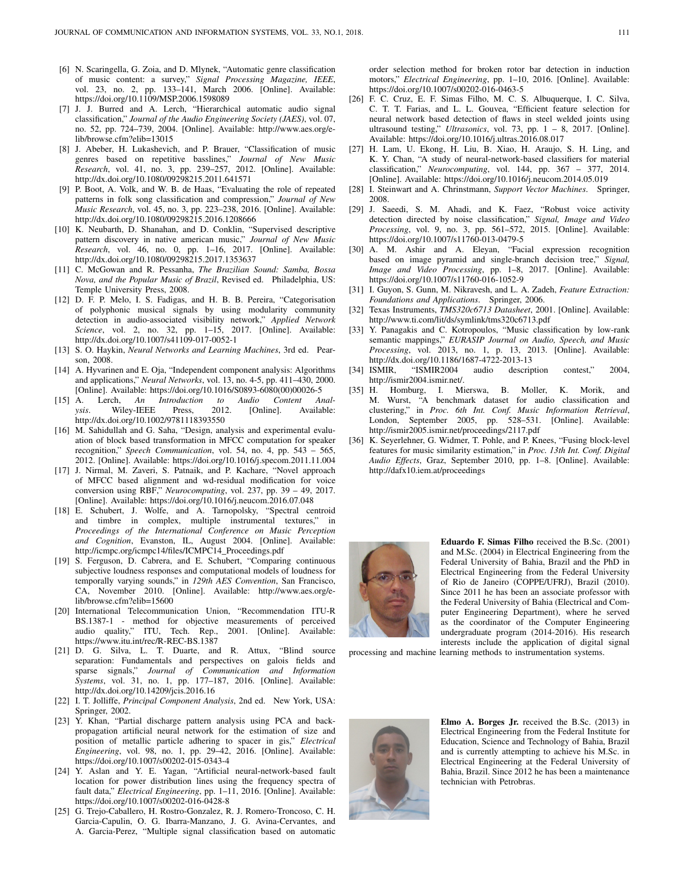[6] N. Scaringella, G. Zoia, and D. Mlynek, "Automatic genre classification of music content: a survey," *Signal Processing Magazine, IEEE*, vol. 23, no. 2, pp. 133–141, March 2006. [Online]. Available: https://doi.org/10.1109/MSP.2006.1598089

[7] J. J. Burred and A. Lerch, "Hierarchical automatic audio signal classification," *Journal of the Audio Engineering Society (JAES)*, vol. 07, no. 52, pp. 724–739, 2004. [Online]. Available: http://www.aes.org/e-lib/browse.cfm?elib=13015

[8] J. Abeber, H. Lukashevich, and P. Brauer, "Classification of music genres based on repetitive basslines," *Journal of New Music Research*, vol. 41, no. 3, pp. 239–257, 2012. [Online]. Available: http://dx.doi.org/10.1080/09298215.2011.641571

[9] P. Boot, A. Volk, and W. B. de Haas, "Evaluating the role of repeated patterns in folk song classification and compression," *Journal of New Music Research*, vol. 45, no. 3, pp. 223–238, 2016. [Online]. Available: http://dx.doi.org/10.1080/09298215.2016.1208666

[10] K. Neubarth, D. Shanahan, and D. Conklin, "Supervised descriptive pattern discovery in native american music," *Journal of New Music Research*, vol. 46, no. 0, pp. 1–16, 2017. [Online]. Available: http://dx.doi.org/10.1080/09298215.2017.1353637

[11] C. McGowan and R. Pessanha, *The Brazilian Sound: Samba, Bossa Nova, and the Popular Music of Brazil*, Revised ed. Philadelphia, US: Temple University Press, 2008.

[12] D. F. P. Melo, I. S. Fadigas, and H. B. B. Pereira, "Categorisation of polyphonic musical signals by using modularity community detection in audio-associated visibility network," *Applied Network Science*, vol. 2, no. 32, pp. 1–15, 2017. [Online]. Available: http://dx.doi.org/10.1007/s41109-017-0052-1

[13] S. O. Haykin, *Neural Networks and Learning Machines*, 3rd ed. Pearson, 2008.

[14] A. Hyvarinen and E. Oja, "Independent component analysis: Algorithms and applications," *Neural Networks*, vol. 13, no. 4-5, pp. 411–430, 2000. [Online]. Available: https://doi.org/10.1016/S0893-6080(00)00026-5

[15] A. Lerch, *An Introduction to Audio Content Analysis*. Wiley-IEEE Press, 2012. [Online]. Available: http://dx.doi.org/10.1002/9781118393550

[16] M. Sahidullah and G. Saha, "Design, analysis and experimental evaluation of block based transformation in MFCC computation for speaker recognition," *Speech Communication*, vol. 54, no. 4, pp. 543 – 565, 2012. [Online]. Available: https://doi.org/10.1016/j.specom.2011.11.004

[17] J. Nirmal, M. Zaveri, S. Patnaik, and P. Kachare, "Novel approach of MFCC based alignment and wd-residual modification for voice conversion using RBF," *Neurocomputing*, vol. 237, pp. 39 – 49, 2017. [Online]. Available: https://doi.org/10.1016/j.neucom.2016.07.048

[18] E. Schubert, J. Wolfe, and A. Tarnopolsky, "Spectral centroid and timbre in complex, multiple instrumental textures," in *Proceedings of the International Conference on Music Perception and Cognition*, Evanston, IL, August 2004. [Online]. Available: http://icmpc.org/icmpc14/files/ICMPC14_Proceedings.pdf

[19] S. Ferguson, D. Cabrera, and E. Schubert, "Comparing continuous subjective loudness responses and computational models of loudness for temporally varying sounds," in *129th AES Convention*, San Francisco, CA, November 2010. [Online]. Available: http://www.aes.org/e-lib/browse.cfm?elib=15600

[20] International Telecommunication Union, "Recommendation ITU-R BS.1387-1 - method for objective measurements of perceived audio quality," ITU, Tech. Rep., 2001. [Online]. Available: https://www.itu.int/rec/R-REC-BS.1387

[21] D. G. Silva, L. T. Duarte, and R. Attux, "Blind source separation: Fundamentals and perspectives on galois fields and sparse signals," *Journal of Communication and Information Systems*, vol. 31, no. 1, pp. 177–187, 2016. [Online]. Available: http://dx.doi.org/10.14209/jcis.2016.16

[22] I. T. Jolliffe, *Principal Component Analysis*, 2nd ed. New York, USA: Springer, 2002.

[23] Y. Khan, "Partial discharge pattern analysis using PCA and back-propagation artificial neural network for the estimation of size and position of metallic particle adhering to spacer in gis," *Electrical Engineering*, vol. 98, no. 1, pp. 29–42, 2016. [Online]. Available: https://doi.org/10.1007/s00202-015-0343-4

[24] Y. Aslan and Y. E. Yagan, "Artificial neural-network-based fault location for power distribution lines using the frequency spectra of fault data," *Electrical Engineering*, pp. 1–11, 2016. [Online]. Available: https://doi.org/10.1007/s00202-016-0428-8

[25] G. Trejo-Caballero, H. Rostro-Gonzalez, R. J. Romero-Troncoso, C. H. Garcia-Capulin, O. G. Ibarra-Manzano, J. G. Avina-Cervantes, and A. Garcia-Perez, "Multiple signal classification based on automatic order selection method for broken rotor bar detection in induction motors," *Electrical Engineering*, pp. 1–10, 2016. [Online]. Available: https://doi.org/10.1007/s00202-016-0463-5

[26] F. C. Cruz, E. F. Simas Filho, M. C. S. Albuquerque, I. C. Silva, C. T. T. Farias, and L. L. Gouvea, "Efficient feature selection for neural network based detection of flaws in steel welded joints using ultrasound testing," *Ultrasonics*, vol. 73, pp. 1 – 8, 2017. [Online]. Available: https://doi.org/10.1016/j.ultras.2016.08.017

[27] H. Lam, U. Ekong, H. Liu, B. Xiao, H. Araujo, S. H. Ling, and K. Y. Chan, "A study of neural-network-based classifiers for material classification," *Neurocomputing*, vol. 144, pp. 367 – 377, 2014. [Online]. Available: https://doi.org/10.1016/j.neucom.2014.05.019

[28] I. Steinwart and A. Chrinstmann, *Support Vector Machines*. Springer, 2008.

[29] J. Saeedi, S. M. Ahadi, and K. Faez, "Robust voice activity detection directed by noise classification," *Signal, Image and Video Processing*, vol. 9, no. 3, pp. 561–572, 2015. [Online]. Available: https://doi.org/10.1007/s11760-013-0479-5

[30] A. M. Ashir and A. Eleyan, "Facial expression recognition based on image pyramid and single-branch decision tree," *Signal, Image and Video Processing*, pp. 1–8, 2017. [Online]. Available: https://doi.org/10.1007/s11760-016-1052-9

[31] I. Guyon, S. Gunn, M. Nikravesh, and L. A. Zadeh, *Feature Extraction: Foundations and Applications*. Springer, 2006.

[32] Texas Instruments, *TMS320c6713 Datasheet*, 2001. [Online]. Available: http://www.ti.com/lit/ds/symlink/tms320c6713.pdf

[33] Y. Panagakis and C. Kotropoulos, "Music classification by low-rank semantic mappings," *EURASIP Journal on Audio, Speech, and Music Processing*, vol. 2013, no. 1, p. 13, 2013. [Online]. Available: http://dx.doi.org/10.1186/1687-4722-2013-13

[34] ISMIR, "ISMIR2004 audio description contest," 2004, http://ismir2004.ismir.net/.

[35] H. Homburg, I. Mierswa, B. Moller, K. Morik, and M. Wurst, "A benchmark dataset for audio classification and clustering," in *Proc. 6th Int. Conf. Music Information Retrieval*, London, September 2005, pp. 528–531. [Online]. Available: http://ismir2005.ismir.net/proceedings/2117.pdf

[36] K. Seyerlehner, G. Widmer, T. Pohle, and P. Knees, "Fusing block-level features for music similarity estimation," in *Proc. 13th Int. Conf. Digital Audio Effects*, Graz, September 2010, pp. 1–8. [Online]. Available: http://dafx10.iem.at/proceedings

**Eduardo F. Simas Filho** received the B.Sc. (2001) and M.Sc. (2004) in Electrical Engineering from the Federal University of Bahia, Brazil and the PhD in Electrical Engineering from the Federal University of Rio de Janeiro (COPPE/UFRJ), Brazil (2010). Since 2011 he has been an associate professor with the Federal University of Bahia (Electrical and Computer Engineering Department), where he served as the coordinator of the Computer Engineering undergraduate program (2014-2016). His research interests include the application of digital signal processing and machine learning methods to instrumentation systems.

**Elmo A. Borges Jr.** received the B.Sc. (2013) in Electrical Engineering from the Federal Institute for Education, Science and Technology of Bahia, Brazil and is currently attempting to achieve his M.Sc. in Electrical Engineering at the Federal University of Bahia, Brazil. Since 2012 he has been a maintenance technician with Petrobras.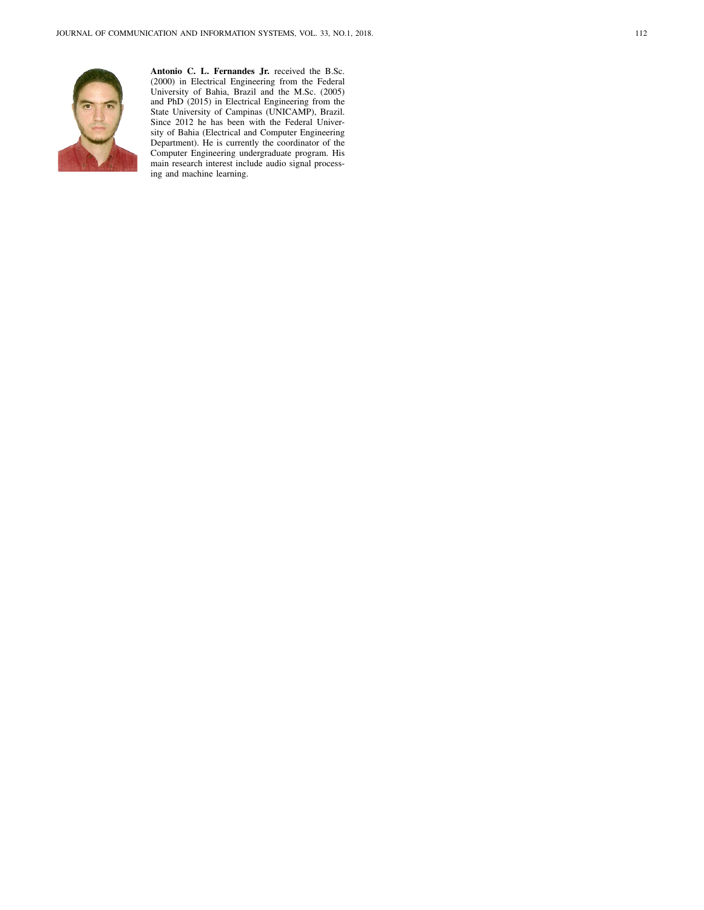**Antonio C. L. Fernandes Jr.** received the B.Sc. (2000) in Electrical Engineering from the Federal University of Bahia, Brazil and the M.Sc. (2005) and PhD (2015) in Electrical Engineering from the State University of Campinas (UNICAMP), Brazil. Since 2012 he has been with the Federal University of Bahia (Electrical and Computer Engineering Department). He is currently the coordinator of the Computer Engineering undergraduate program. His main research interest include audio signal processing and machine learning.